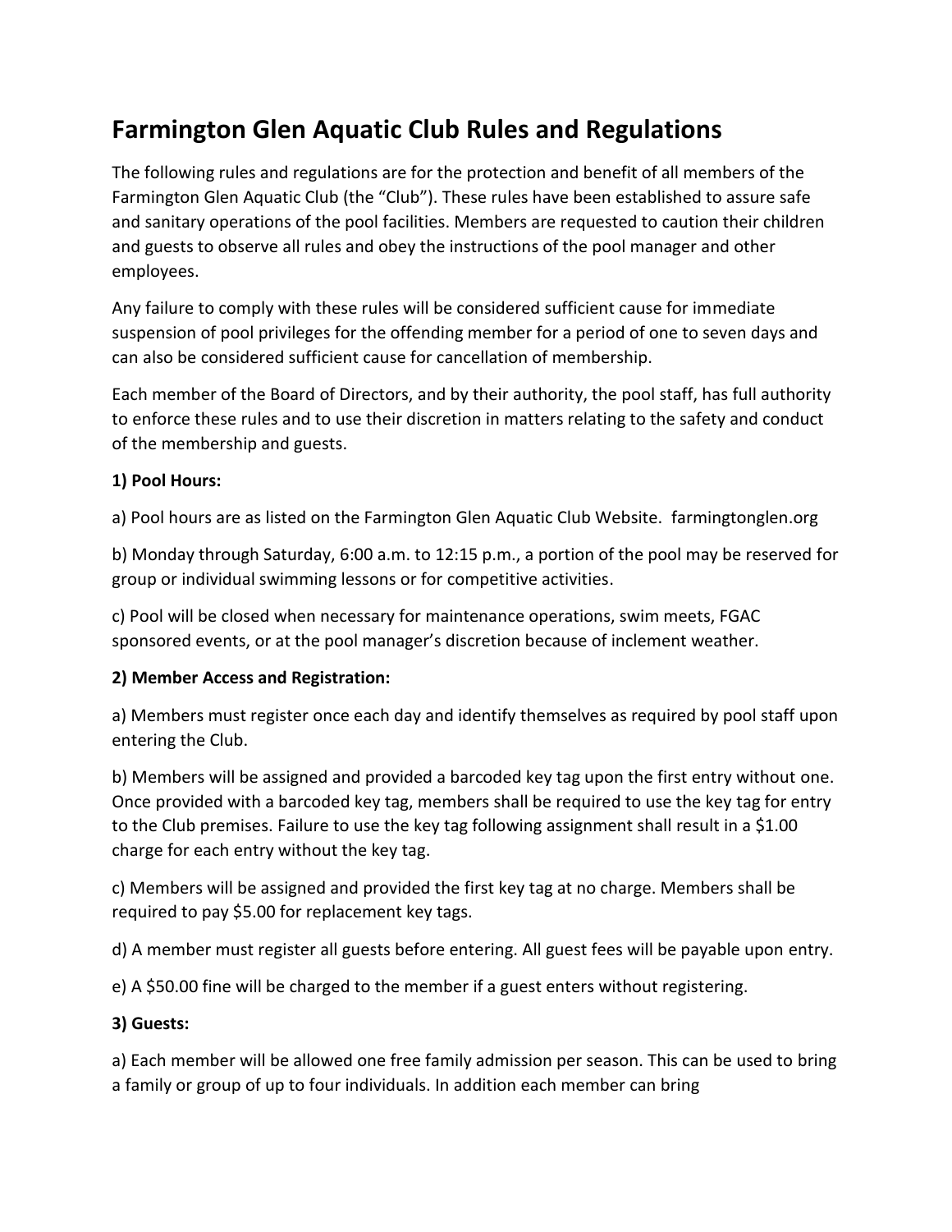# Farmington Glen Aquatic Club Rules and Regulations

The following rules and regulations are for the protection and benefit of all members of the Farmington Glen Aquatic Club (the "Club"). These rules have been established to assure safe and sanitary operations of the pool facilities. Members are requested to caution their children and guests to observe all rules and obey the instructions of the pool manager and other employees.

Any failure to comply with these rules will be considered sufficient cause for immediate suspension of pool privileges for the offending member for a period of one to seven days and can also be considered sufficient cause for cancellation of membership.

Each member of the Board of Directors, and by their authority, the pool staff, has full authority to enforce these rules and to use their discretion in matters relating to the safety and conduct of the membership and guests.

**1) Pool Hours:**

a) Pool hours are as listed on the Farmington Glen Aquatic Club Website. farmingtonglen.org

b) Monday through Saturday, 6:00 a.m. to 12:15 p.m., a portion of the pool may be reserved for group or individual swimming lessons or for competitive activities.

c) Pool will be closed when necessary for maintenance operations, swim meets, FGAC sponsored events, or at the pool manager's discretion because of inclement weather.

**2) Member Access and Registration:**

a) Members must register once each day and identify themselves as required by pool staff upon entering the Club.

b) Members will be assigned and provided a barcoded key tag upon the first entry without one. Once provided with a barcoded key tag, members shall be required to use the key tag for entry to the Club premises. Failure to use the key tag following assignment shall result in a $1.00 charge for each entry without the key tag.

c) Members will be assigned and provided the first key tag at no charge. Members shall be required to pay $5.00 for replacement key tags.

d) A member must register all guests before entering. All guest fees will be payable upon entry.

e) A $50.00 fine will be charged to the member if a guest enters without registering.

**3) Guests:**

a) Each member will be allowed one free family admission per season. This can be used to bring a family or group of up to four individuals. In addition each member can bring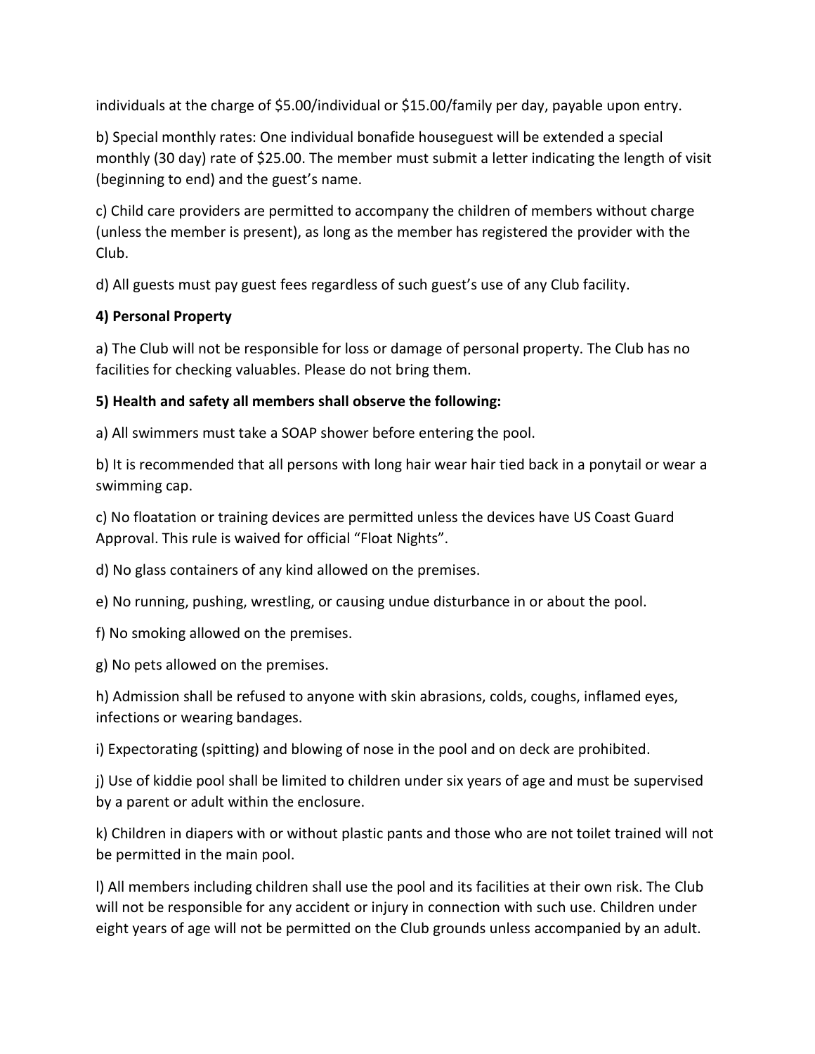individuals at the charge of $5.00/individual or $15.00/family per day, payable upon entry.

b) Special monthly rates: One individual bonafide houseguest will be extended a special monthly (30 day) rate of $25.00. The member must submit a letter indicating the length of visit (beginning to end) and the guest's name.

c) Child care providers are permitted to accompany the children of members without charge (unless the member is present), as long as the member has registered the provider with the Club.

d) All guests must pay guest fees regardless of such guest's use of any Club facility.

**4) Personal Property**

a) The Club will not be responsible for loss or damage of personal property. The Club has no facilities for checking valuables. Please do not bring them.

**5) Health and safety all members shall observe the following:**

a) All swimmers must take a SOAP shower before entering the pool.

b) It is recommended that all persons with long hair wear hair tied back in a ponytail or wear a swimming cap.

c) No floatation or training devices are permitted unless the devices have US Coast Guard Approval. This rule is waived for official "Float Nights".

d) No glass containers of any kind allowed on the premises.

e) No running, pushing, wrestling, or causing undue disturbance in or about the pool.

f) No smoking allowed on the premises.

g) No pets allowed on the premises.

h) Admission shall be refused to anyone with skin abrasions, colds, coughs, inflamed eyes, infections or wearing bandages.

i) Expectorating (spitting) and blowing of nose in the pool and on deck are prohibited.

j) Use of kiddie pool shall be limited to children under six years of age and must be supervised by a parent or adult within the enclosure.

k) Children in diapers with or without plastic pants and those who are not toilet trained will not be permitted in the main pool.

l) All members including children shall use the pool and its facilities at their own risk. The Club will not be responsible for any accident or injury in connection with such use. Children under eight years of age will not be permitted on the Club grounds unless accompanied by an adult.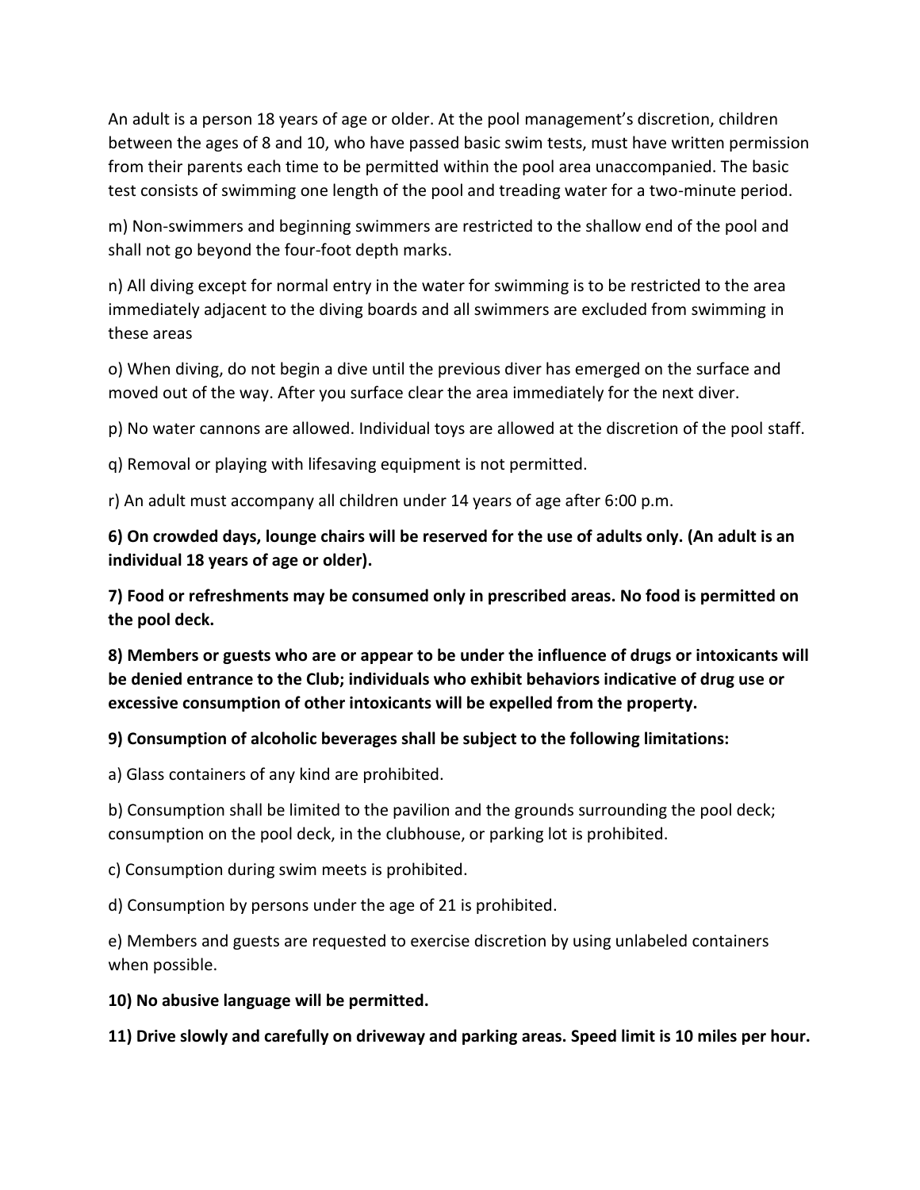An adult is a person 18 years of age or older. At the pool management's discretion, children between the ages of 8 and 10, who have passed basic swim tests, must have written permission from their parents each time to be permitted within the pool area unaccompanied. The basic test consists of swimming one length of the pool and treading water for a two-minute period.

m) Non-swimmers and beginning swimmers are restricted to the shallow end of the pool and shall not go beyond the four-foot depth marks.

n) All diving except for normal entry in the water for swimming is to be restricted to the area immediately adjacent to the diving boards and all swimmers are excluded from swimming in these areas

o) When diving, do not begin a dive until the previous diver has emerged on the surface and moved out of the way. After you surface clear the area immediately for the next diver.

p) No water cannons are allowed. Individual toys are allowed at the discretion of the pool staff.

q) Removal or playing with lifesaving equipment is not permitted.

r) An adult must accompany all children under 14 years of age after 6:00 p.m.

**6) On crowded days, lounge chairs will be reserved for the use of adults only. (An adult is an individual 18 years of age or older).**

**7) Food or refreshments may be consumed only in prescribed areas. No food is permitted on the pool deck.**

**8) Members or guests who are or appear to be under the influence of drugs or intoxicants will be denied entrance to the Club; individuals who exhibit behaviors indicative of drug use or excessive consumption of other intoxicants will be expelled from the property.**

**9) Consumption of alcoholic beverages shall be subject to the following limitations:**

a) Glass containers of any kind are prohibited.

b) Consumption shall be limited to the pavilion and the grounds surrounding the pool deck; consumption on the pool deck, in the clubhouse, or parking lot is prohibited.

c) Consumption during swim meets is prohibited.

d) Consumption by persons under the age of 21 is prohibited.

e) Members and guests are requested to exercise discretion by using unlabeled containers when possible.

**10) No abusive language will be permitted.**

**11) Drive slowly and carefully on driveway and parking areas. Speed limit is 10 miles per hour.**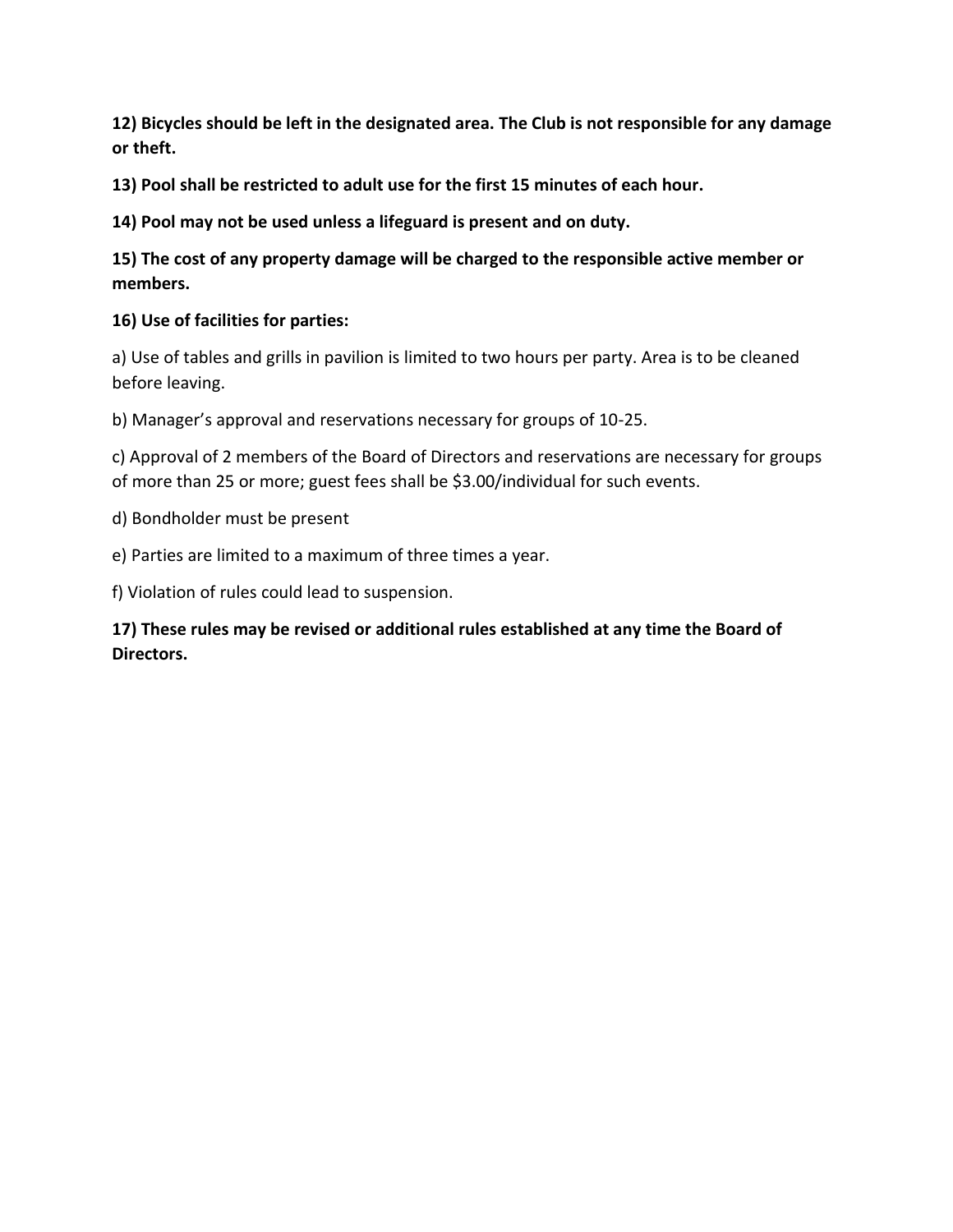**12) Bicycles should be left in the designated area. The Club is not responsible for any damage or theft.**

**13) Pool shall be restricted to adult use for the first 15 minutes of each hour.**

**14) Pool may not be used unless a lifeguard is present and on duty.**

**15) The cost of any property damage will be charged to the responsible active member or members.**

**16) Use of facilities for parties:**

a) Use of tables and grills in pavilion is limited to two hours per party. Area is to be cleaned before leaving.

b) Manager's approval and reservations necessary for groups of 10-25.

c) Approval of 2 members of the Board of Directors and reservations are necessary for groups of more than 25 or more; guest fees shall be $3.00/individual for such events.

d) Bondholder must be present

e) Parties are limited to a maximum of three times a year.

f) Violation of rules could lead to suspension.

**17) These rules may be revised or additional rules established at any time the Board of Directors.**